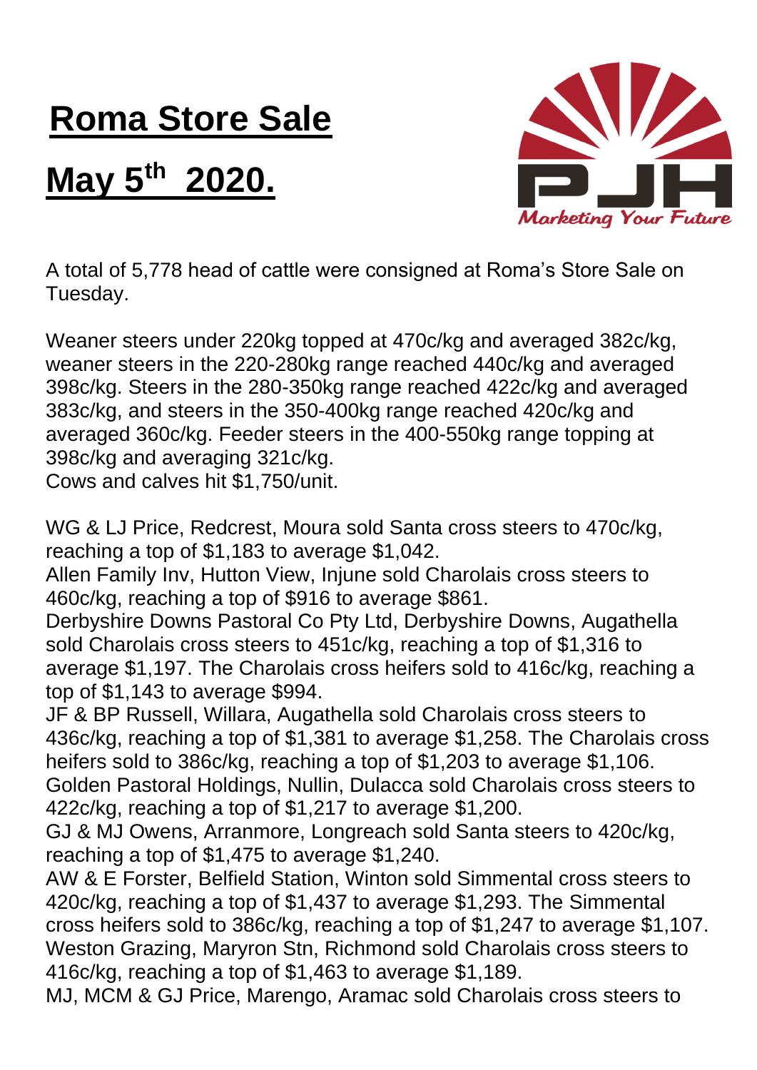# Roma Store Sale

# May 5th 2020.

PJH

*Marketing Your Future*

A total of 5,778 head of cattle were consigned at Roma's Store Sale on Tuesday.

Weaner steers under 220kg topped at 470c/kg and averaged 382c/kg, weaner steers in the 220-280kg range reached 440c/kg and averaged 398c/kg. Steers in the 280-350kg range reached 422c/kg and averaged 383c/kg, and steers in the 350-400kg range reached 420c/kg and averaged 360c/kg. Feeder steers in the 400-550kg range topping at 398c/kg and averaging 321c/kg.
Cows and calves hit $1,750/unit.

WG & LJ Price, Redcrest, Moura sold Santa cross steers to 470c/kg, reaching a top of $1,183 to average $1,042.
Allen Family Inv, Hutton View, Injune sold Charolais cross steers to 460c/kg, reaching a top of $916 to average $861.
Derbyshire Downs Pastoral Co Pty Ltd, Derbyshire Downs, Augathella sold Charolais cross steers to 451c/kg, reaching a top of $1,316 to average $1,197. The Charolais cross heifers sold to 416c/kg, reaching a top of $1,143 to average $994.
JF & BP Russell, Willara, Augathella sold Charolais cross steers to 436c/kg, reaching a top of $1,381 to average $1,258. The Charolais cross heifers sold to 386c/kg, reaching a top of $1,203 to average $1,106.
Golden Pastoral Holdings, Nullin, Dulacca sold Charolais cross steers to 422c/kg, reaching a top of $1,217 to average $1,200.
GJ & MJ Owens, Arranmore, Longreach sold Santa steers to 420c/kg, reaching a top of $1,475 to average $1,240.
AW & E Forster, Belfield Station, Winton sold Simmental cross steers to 420c/kg, reaching a top of $1,437 to average $1,293. The Simmental cross heifers sold to 386c/kg, reaching a top of $1,247 to average $1,107.
Weston Grazing, Maryron Stn, Richmond sold Charolais cross steers to 416c/kg, reaching a top of $1,463 to average $1,189.
MJ, MCM & GJ Price, Marengo, Aramac sold Charolais cross steers to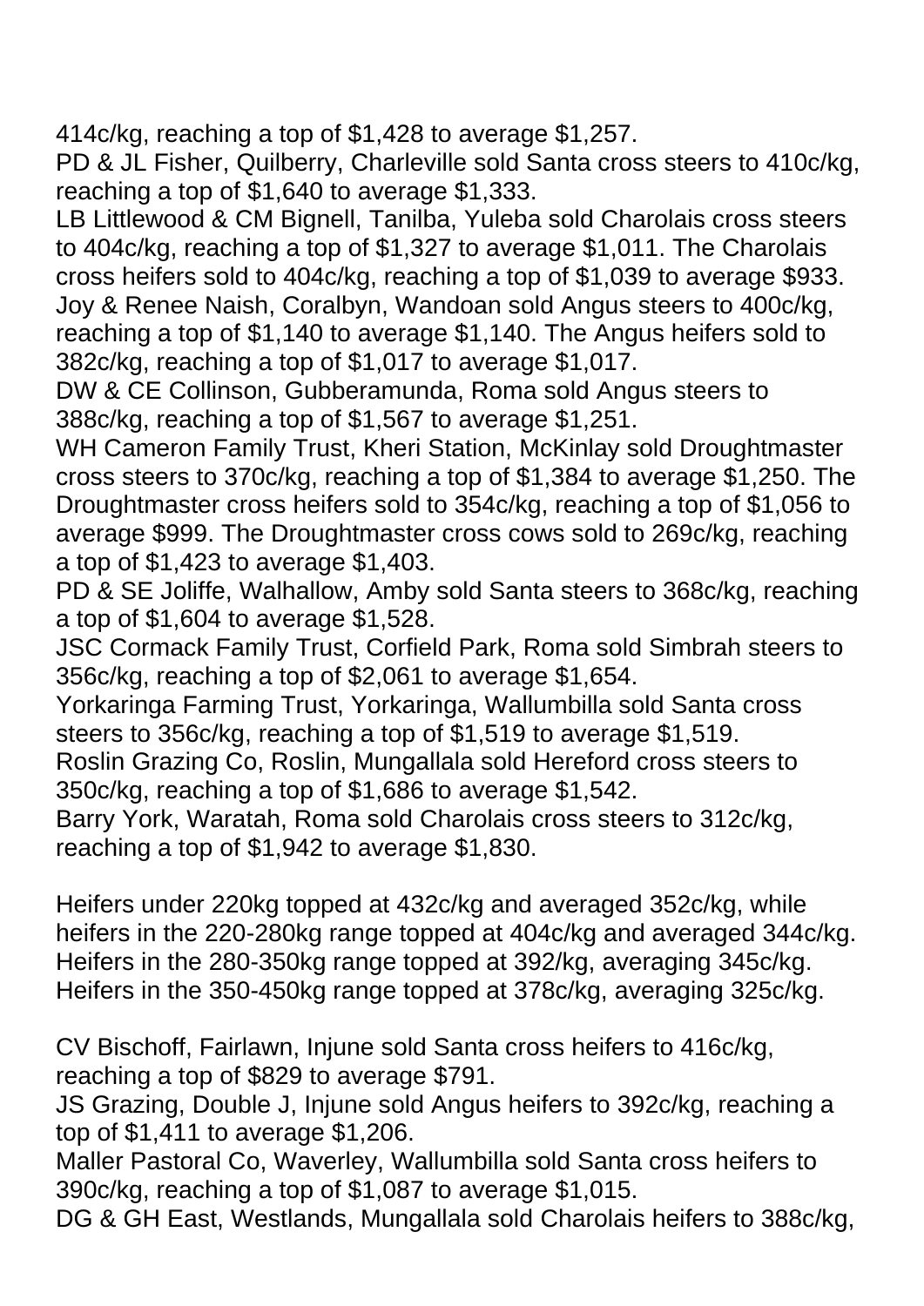414c/kg, reaching a top of $1,428 to average $1,257.
PD & JL Fisher, Quilberry, Charleville sold Santa cross steers to 410c/kg, reaching a top of $1,640 to average $1,333.
LB Littlewood & CM Bignell, Tanilba, Yuleba sold Charolais cross steers to 404c/kg, reaching a top of $1,327 to average $1,011. The Charolais cross heifers sold to 404c/kg, reaching a top of $1,039 to average $933.
Joy & Renee Naish, Coralbyn, Wandoan sold Angus steers to 400c/kg, reaching a top of $1,140 to average $1,140. The Angus heifers sold to 382c/kg, reaching a top of $1,017 to average $1,017.
DW & CE Collinson, Gubberamunda, Roma sold Angus steers to 388c/kg, reaching a top of $1,567 to average $1,251.
WH Cameron Family Trust, Kheri Station, McKinlay sold Droughtmaster cross steers to 370c/kg, reaching a top of $1,384 to average $1,250. The Droughtmaster cross heifers sold to 354c/kg, reaching a top of $1,056 to average $999. The Droughtmaster cross cows sold to 269c/kg, reaching a top of $1,423 to average $1,403.
PD & SE Joliffe, Walhallow, Amby sold Santa steers to 368c/kg, reaching a top of $1,604 to average $1,528.
JSC Cormack Family Trust, Corfield Park, Roma sold Simbrah steers to 356c/kg, reaching a top of $2,061 to average $1,654.
Yorkaringa Farming Trust, Yorkaringa, Wallumbilla sold Santa cross steers to 356c/kg, reaching a top of $1,519 to average $1,519.
Roslin Grazing Co, Roslin, Mungallala sold Hereford cross steers to 350c/kg, reaching a top of $1,686 to average $1,542.
Barry York, Waratah, Roma sold Charolais cross steers to 312c/kg, reaching a top of $1,942 to average $1,830.

Heifers under 220kg topped at 432c/kg and averaged 352c/kg, while heifers in the 220-280kg range topped at 404c/kg and averaged 344c/kg. Heifers in the 280-350kg range topped at 392/kg, averaging 345c/kg. Heifers in the 350-450kg range topped at 378c/kg, averaging 325c/kg.

CV Bischoff, Fairlawn, Injune sold Santa cross heifers to 416c/kg, reaching a top of $829 to average $791.
JS Grazing, Double J, Injune sold Angus heifers to 392c/kg, reaching a top of $1,411 to average $1,206.
Maller Pastoral Co, Waverley, Wallumbilla sold Santa cross heifers to 390c/kg, reaching a top of $1,087 to average $1,015.
DG & GH East, Westlands, Mungallala sold Charolais heifers to 388c/kg,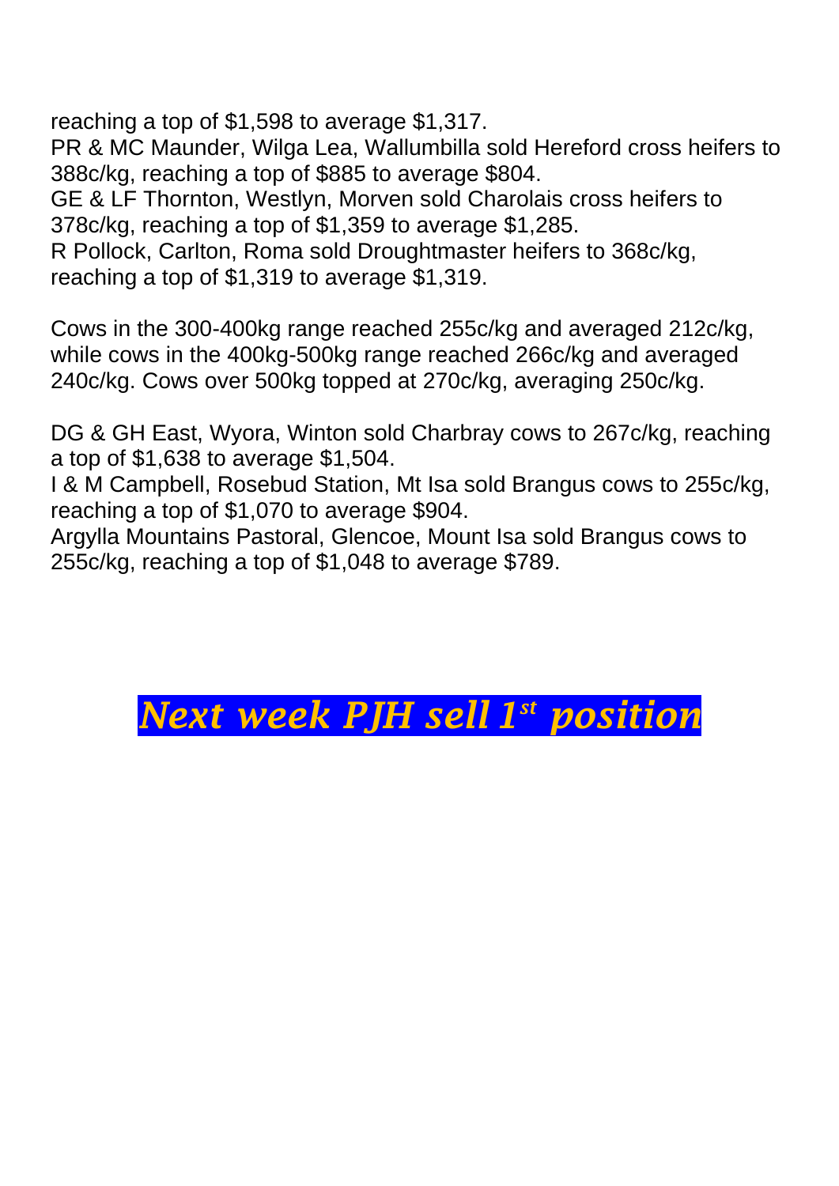reaching a top of $1,598 to average $1,317.
PR & MC Maunder, Wilga Lea, Wallumbilla sold Hereford cross heifers to 388c/kg, reaching a top of $885 to average $804.
GE & LF Thornton, Westlyn, Morven sold Charolais cross heifers to 378c/kg, reaching a top of $1,359 to average $1,285.
R Pollock, Carlton, Roma sold Droughtmaster heifers to 368c/kg, reaching a top of $1,319 to average $1,319.

Cows in the 300-400kg range reached 255c/kg and averaged 212c/kg, while cows in the 400kg-500kg range reached 266c/kg and averaged 240c/kg. Cows over 500kg topped at 270c/kg, averaging 250c/kg.

DG & GH East, Wyora, Winton sold Charbray cows to 267c/kg, reaching a top of $1,638 to average $1,504.
I & M Campbell, Rosebud Station, Mt Isa sold Brangus cows to 255c/kg, reaching a top of $1,070 to average $904.
Argylla Mountains Pastoral, Glencoe, Mount Isa sold Brangus cows to 255c/kg, reaching a top of $1,048 to average $789.

***Next week PJH sell 1st position***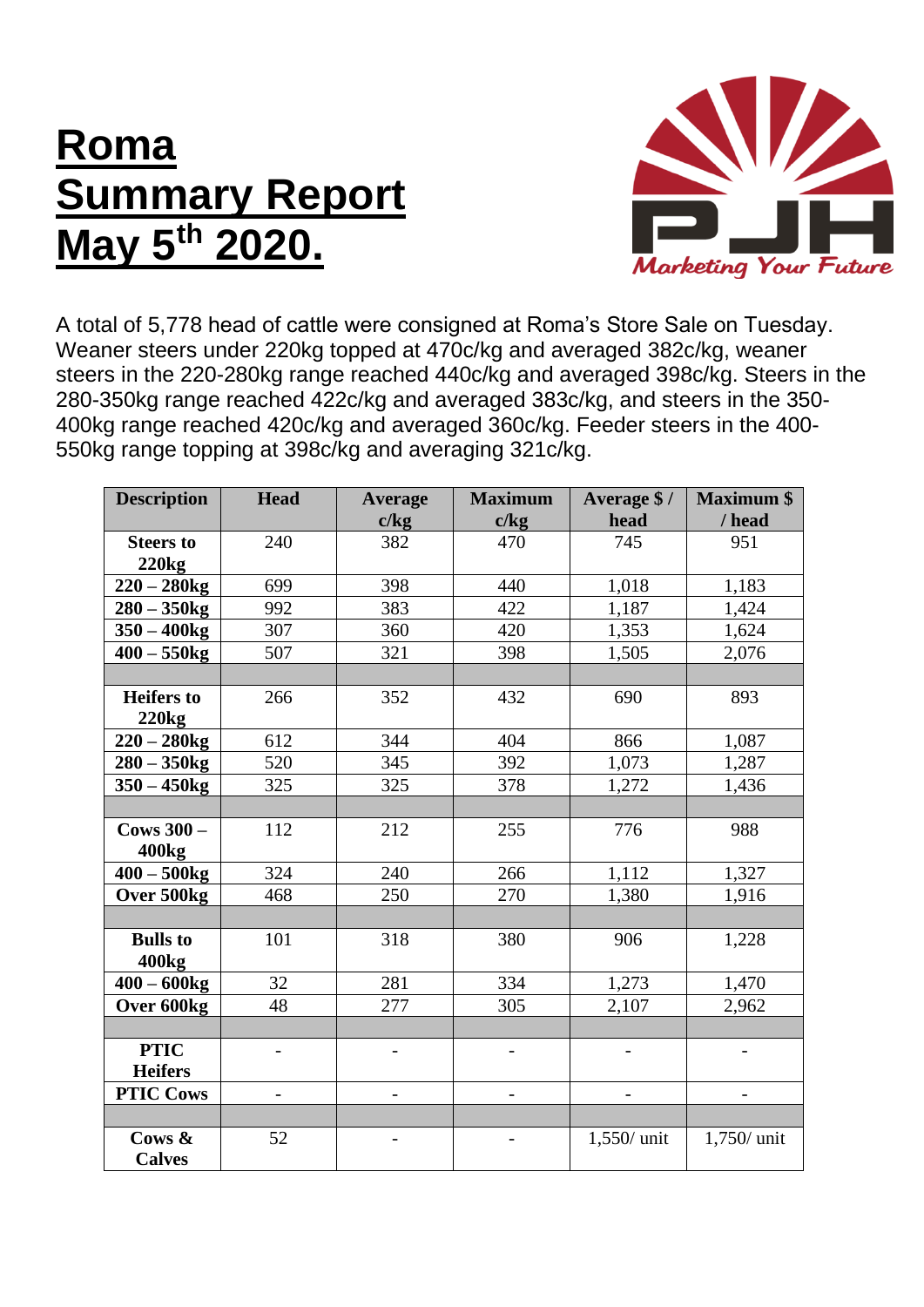# Roma Summary Report May 5th 2020.

Marketing Your Future

A total of 5,778 head of cattle were consigned at Roma's Store Sale on Tuesday. Weaner steers under 220kg topped at 470c/kg and averaged 382c/kg, weaner steers in the 220-280kg range reached 440c/kg and averaged 398c/kg. Steers in the 280-350kg range reached 422c/kg and averaged 383c/kg, and steers in the 350-400kg range reached 420c/kg and averaged 360c/kg. Feeder steers in the 400-550kg range topping at 398c/kg and averaging 321c/kg.

| Description | Head | Average c/kg | Maximum c/kg | Average $ / head | Maximum $ / head |
|---|---|---|---|---|---|
| **Steers to 220kg** | 240 | 382 | 470 | 745 | 951 |
| **220 – 280kg** | 699 | 398 | 440 | 1,018 | 1,183 |
| **280 – 350kg** | 992 | 383 | 422 | 1,187 | 1,424 |
| **350 – 400kg** | 307 | 360 | 420 | 1,353 | 1,624 |
| **400 – 550kg** | 507 | 321 | 398 | 1,505 | 2,076 |
| | | | | | |
| **Heifers to 220kg** | 266 | 352 | 432 | 690 | 893 |
| **220 – 280kg** | 612 | 344 | 404 | 866 | 1,087 |
| **280 – 350kg** | 520 | 345 | 392 | 1,073 | 1,287 |
| **350 – 450kg** | 325 | 325 | 378 | 1,272 | 1,436 |
| | | | | | |
| **Cows 300 – 400kg** | 112 | 212 | 255 | 776 | 988 |
| **400 – 500kg** | 324 | 240 | 266 | 1,112 | 1,327 |
| **Over 500kg** | 468 | 250 | 270 | 1,380 | 1,916 |
| | | | | | |
| **Bulls to 400kg** | 101 | 318 | 380 | 906 | 1,228 |
| **400 – 600kg** | 32 | 281 | 334 | 1,273 | 1,470 |
| **Over 600kg** | 48 | 277 | 305 | 2,107 | 2,962 |
| | | | | | |
| **PTIC Heifers** | - | - | - | - | - |
| **PTIC Cows** | - | - | - | - | - |
| | | | | | |
| **Cows & Calves** | 52 | - | - | 1,550/ unit | 1,750/ unit |